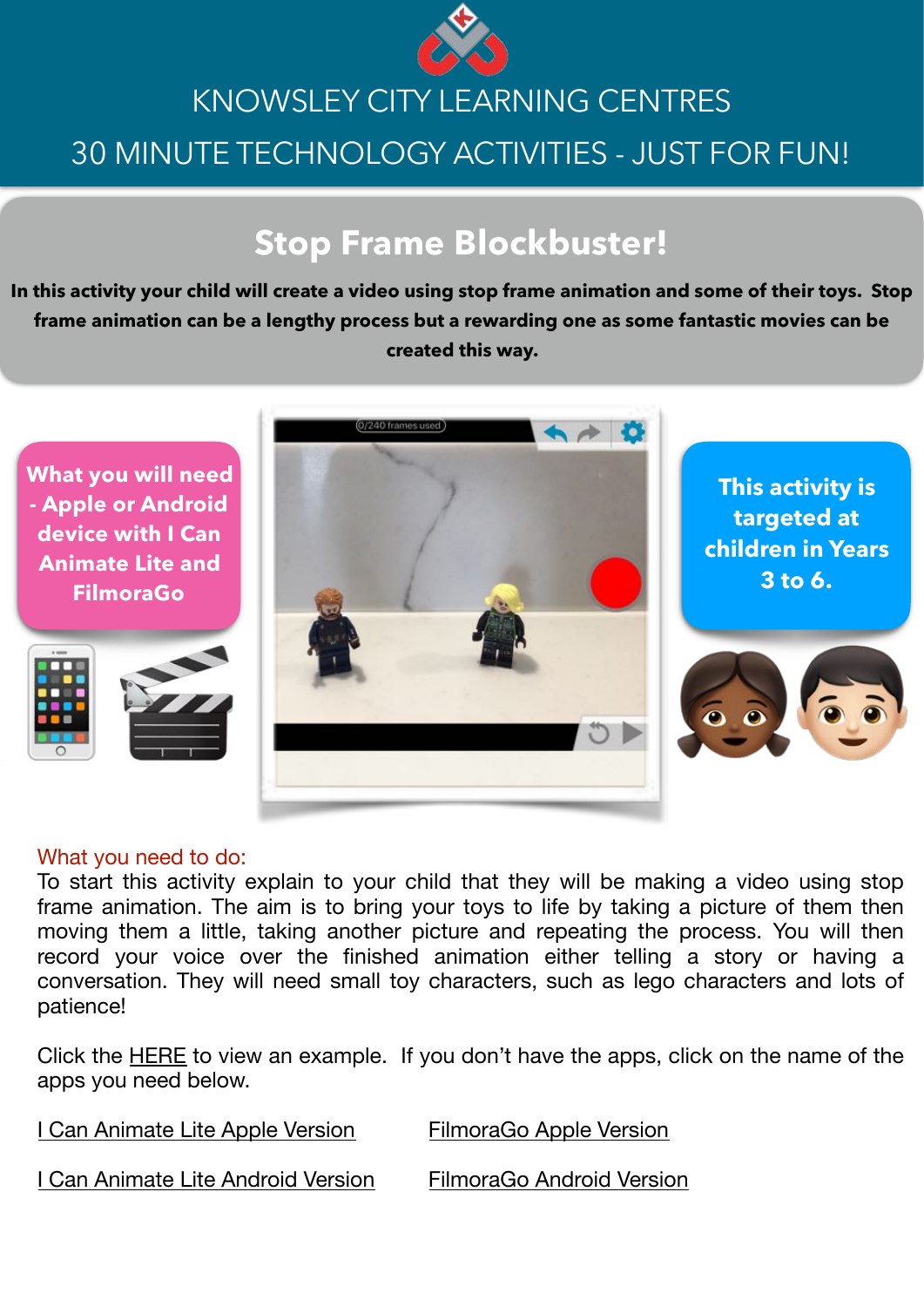KNOWSLEY CITY LEARNING CENTRES

30 MINUTE TECHNOLOGY ACTIVITIES - JUST FOR FUN!

# Stop Frame Blockbuster!

**In this activity your child will create a video using stop frame animation and some of their toys. Stop frame animation can be a lengthy process but a rewarding one as some fantastic movies can be created this way.**

**What you will need - Apple or Android device with I Can Animate Lite and FilmoraGo**

**This activity is targeted at children in Years 3 to 6.**

What you need to do:

To start this activity explain to your child that they will be making a video using stop frame animation. The aim is to bring your toys to life by taking a picture of them then moving them a little, taking another picture and repeating the process. You will then record your voice over the finished animation either telling a story or having a conversation. They will need small toy characters, such as lego characters and lots of patience!

Click the HERE to view an example. If you don't have the apps, click on the name of the apps you need below.

I Can Animate Lite Apple Version

FilmoraGo Apple Version

I Can Animate Lite Android Version

FilmoraGo Android Version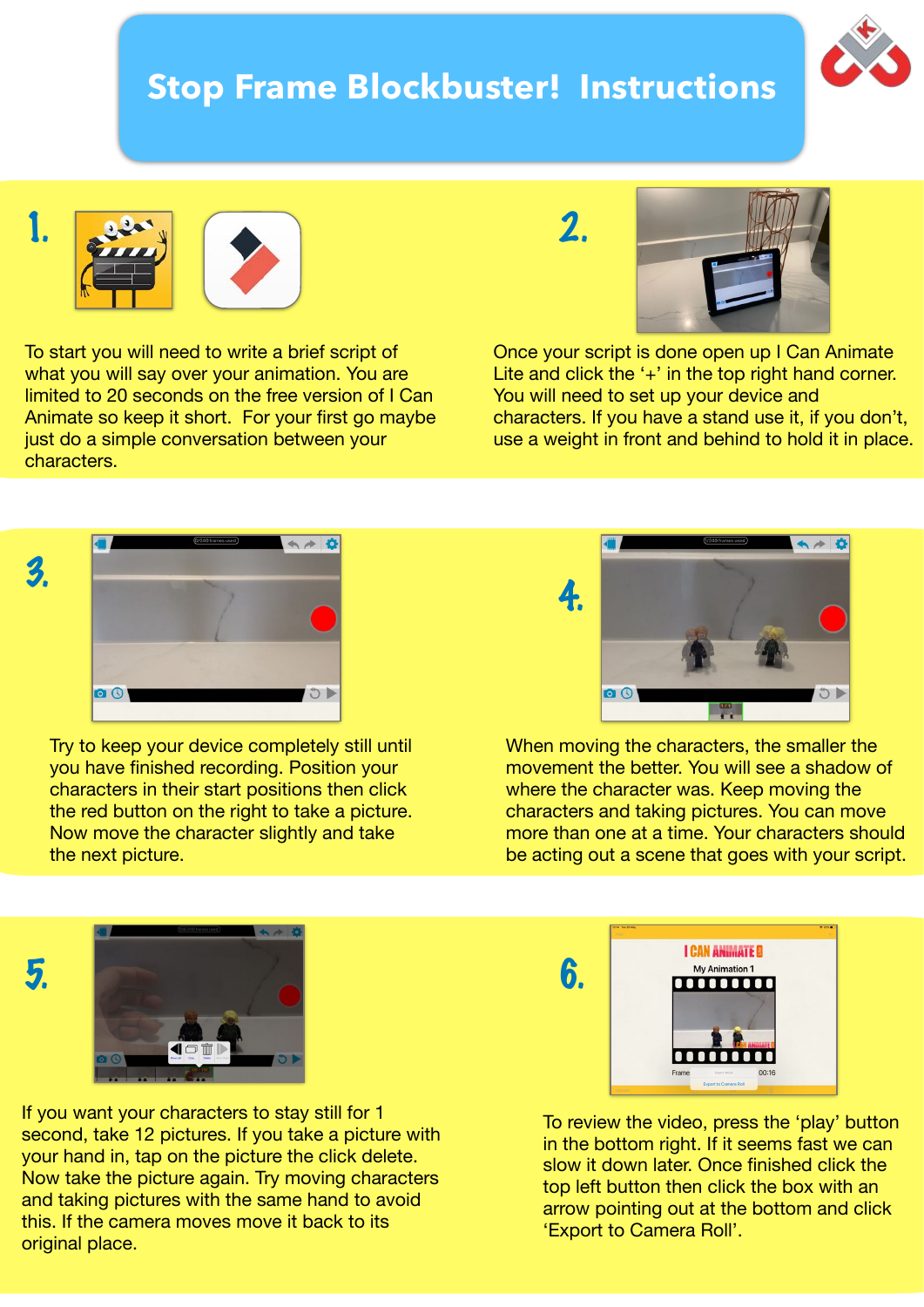# Stop Frame Blockbuster! Instructions

**1.**

To start you will need to write a brief script of what you will say over your animation. You are limited to 20 seconds on the free version of I Can Animate so keep it short. For your first go maybe just do a simple conversation between your characters.

**2.**

Once your script is done open up I Can Animate Lite and click the '+' in the top right hand corner. You will need to set up your device and characters. If you have a stand use it, if you don't, use a weight in front and behind to hold it in place.

**3.**

Try to keep your device completely still until you have finished recording. Position your characters in their start positions then click the red button on the right to take a picture. Now move the character slightly and take the next picture.

**4.**

When moving the characters, the smaller the movement the better. You will see a shadow of where the character was. Keep moving the characters and taking pictures. You can move more than one at a time. Your characters should be acting out a scene that goes with your script.

**5.**

If you want your characters to stay still for 1 second, take 12 pictures. If you take a picture with your hand in, tap on the picture the click delete. Now take the picture again. Try moving characters and taking pictures with the same hand to avoid this. If the camera moves move it back to its original place.

**6.**

To review the video, press the 'play' button in the bottom right. If it seems fast we can slow it down later. Once finished click the top left button then click the box with an arrow pointing out at the bottom and click 'Export to Camera Roll'.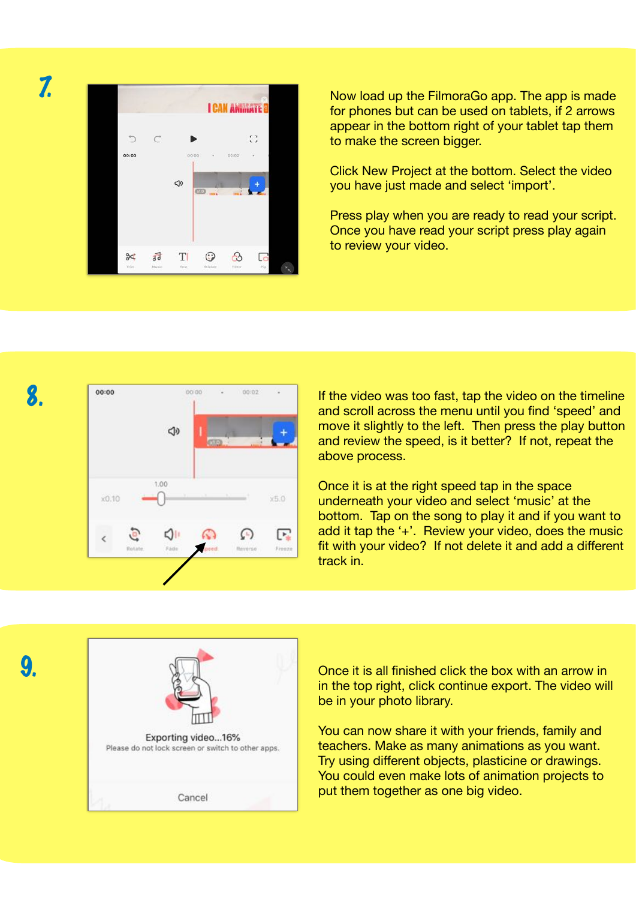**7.**

Now load up the FilmoraGo app. The app is made for phones but can be used on tablets, if 2 arrows appear in the bottom right of your tablet tap them to make the screen bigger.

Click New Project at the bottom. Select the video you have just made and select 'import'.

Press play when you are ready to read your script. Once you have read your script press play again to review your video.

**8.**

If the video was too fast, tap the video on the timeline and scroll across the menu until you find 'speed' and move it slightly to the left. Then press the play button and review the speed, is it better? If not, repeat the above process.

Once it is at the right speed tap in the space underneath your video and select 'music' at the bottom. Tap on the song to play it and if you want to add it tap the '+'. Review your video, does the music fit with your video? If not delete it and add a different track in.

**9.**

Once it is all finished click the box with an arrow in in the top right, click continue export. The video will be in your photo library.

You can now share it with your friends, family and teachers. Make as many animations as you want. Try using different objects, plasticine or drawings. You could even make lots of animation projects to put them together as one big video.